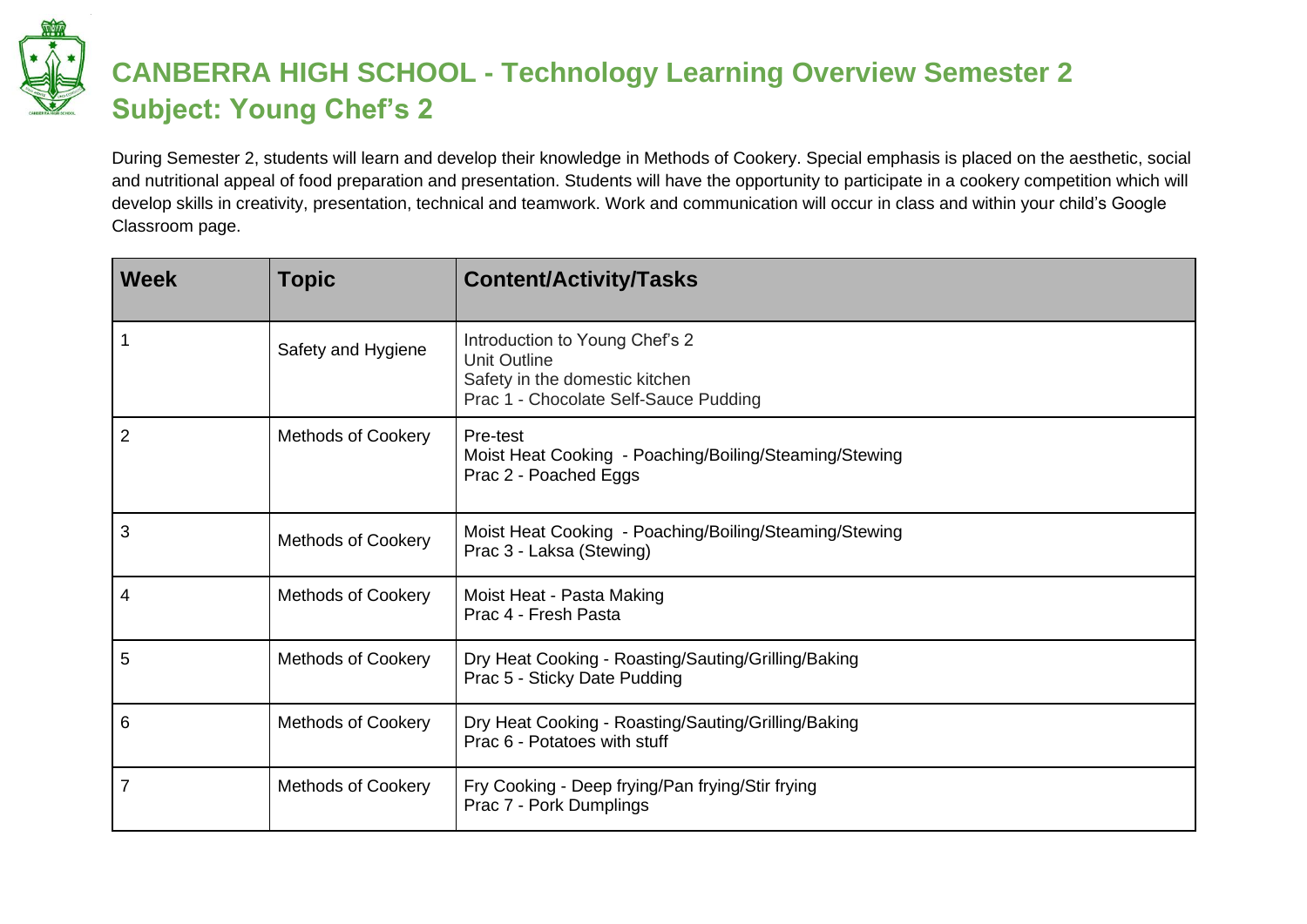# CANBERRA HIGH SCHOOL - Technology Learning Overview Semester 2
## Subject: Young Chef's 2

During Semester 2, students will learn and develop their knowledge in Methods of Cookery. Special emphasis is placed on the aesthetic, social and nutritional appeal of food preparation and presentation. Students will have the opportunity to participate in a cookery competition which will develop skills in creativity, presentation, technical and teamwork. Work and communication will occur in class and within your child's Google Classroom page.

| Week | Topic | Content/Activity/Tasks |
|---|---|---|
| 1 | Safety and Hygiene | Introduction to Young Chef's 2<br>Unit Outline<br>Safety in the domestic kitchen<br>Prac 1 - Chocolate Self-Sauce Pudding |
| 2 | Methods of Cookery | Pre-test<br>Moist Heat Cooking - Poaching/Boiling/Steaming/Stewing<br>Prac 2 - Poached Eggs |
| 3 | Methods of Cookery | Moist Heat Cooking - Poaching/Boiling/Steaming/Stewing<br>Prac 3 - Laksa (Stewing) |
| 4 | Methods of Cookery | Moist Heat - Pasta Making<br>Prac 4 - Fresh Pasta |
| 5 | Methods of Cookery | Dry Heat Cooking - Roasting/Sauting/Grilling/Baking<br>Prac 5 - Sticky Date Pudding |
| 6 | Methods of Cookery | Dry Heat Cooking - Roasting/Sauting/Grilling/Baking<br>Prac 6 - Potatoes with stuff |
| 7 | Methods of Cookery | Fry Cooking - Deep frying/Pan frying/Stir frying<br>Prac 7 - Pork Dumplings |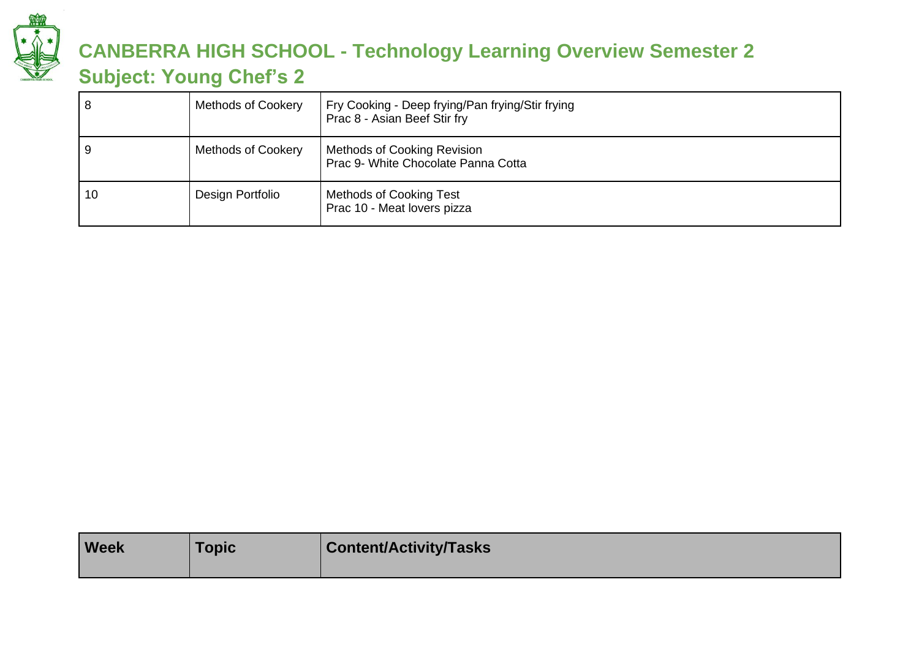# CANBERRA HIGH SCHOOL - Technology Learning Overview Semester 2

## Subject: Young Chef's 2

| | | |
|---|---|---|
| 8 | Methods of Cookery | Fry Cooking - Deep frying/Pan frying/Stir frying<br>Prac 8 - Asian Beef Stir fry |
| 9 | Methods of Cookery | Methods of Cooking Revision<br>Prac 9- White Chocolate Panna Cotta |
| 10 | Design Portfolio | Methods of Cooking Test<br>Prac 10 - Meat lovers pizza |

| Week | Topic | Content/Activity/Tasks |
|---|---|---|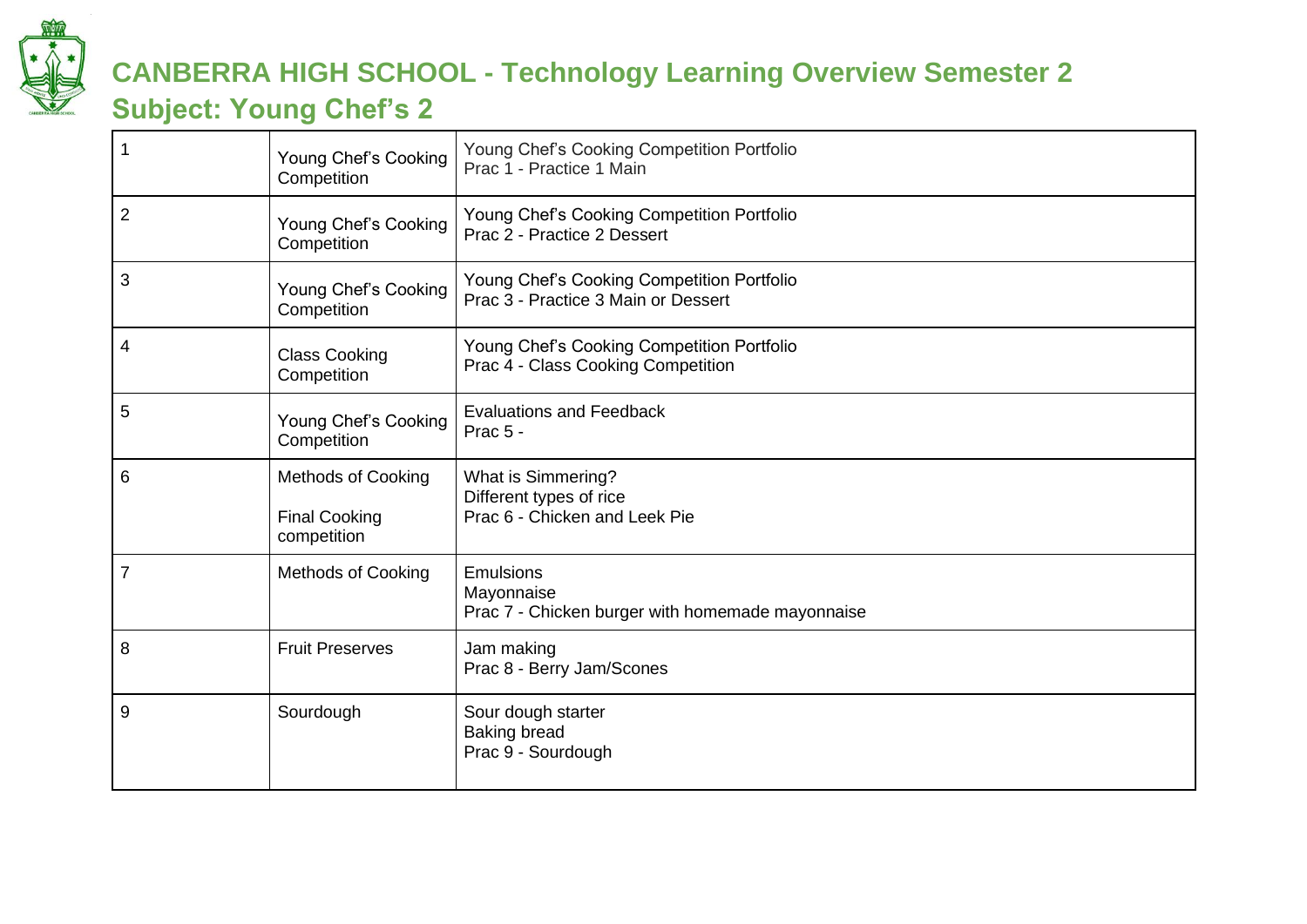# CANBERRA HIGH SCHOOL - Technology Learning Overview Semester 2

## Subject: Young Chef's 2

| | | |
|---|---|---|
| 1 | Young Chef's Cooking Competition | Young Chef's Cooking Competition Portfolio<br>Prac 1 - Practice 1 Main |
| 2 | Young Chef's Cooking Competition | Young Chef's Cooking Competition Portfolio<br>Prac 2 - Practice 2 Dessert |
| 3 | Young Chef's Cooking Competition | Young Chef's Cooking Competition Portfolio<br>Prac 3 - Practice 3 Main or Dessert |
| 4 | Class Cooking Competition | Young Chef's Cooking Competition Portfolio<br>Prac 4 - Class Cooking Competition |
| 5 | Young Chef's Cooking Competition | Evaluations and Feedback<br>Prac 5 - |
| 6 | Methods of Cooking<br><br>Final Cooking competition | What is Simmering?<br>Different types of rice<br>Prac 6 - Chicken and Leek Pie |
| 7 | Methods of Cooking | Emulsions<br>Mayonnaise<br>Prac 7 - Chicken burger with homemade mayonnaise |
| 8 | Fruit Preserves | Jam making<br>Prac 8 - Berry Jam/Scones |
| 9 | Sourdough | Sour dough starter<br>Baking bread<br>Prac 9 - Sourdough |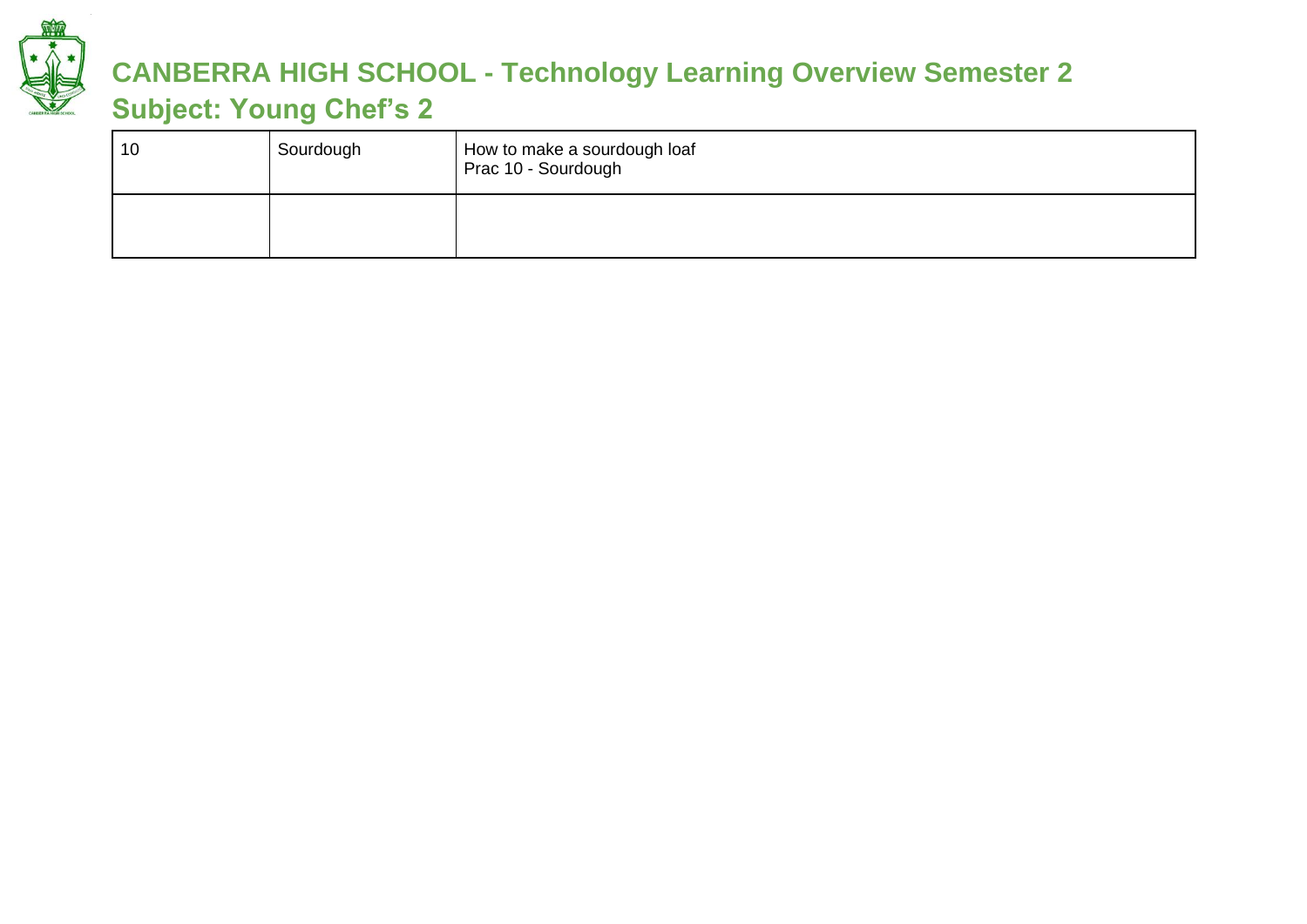# CANBERRA HIGH SCHOOL - Technology Learning Overview Semester 2

## Subject: Young Chef's 2

| | | |
|---|---|---|
| 10 | Sourdough | How to make a sourdough loaf<br>Prac 10 - Sourdough |
| | | |